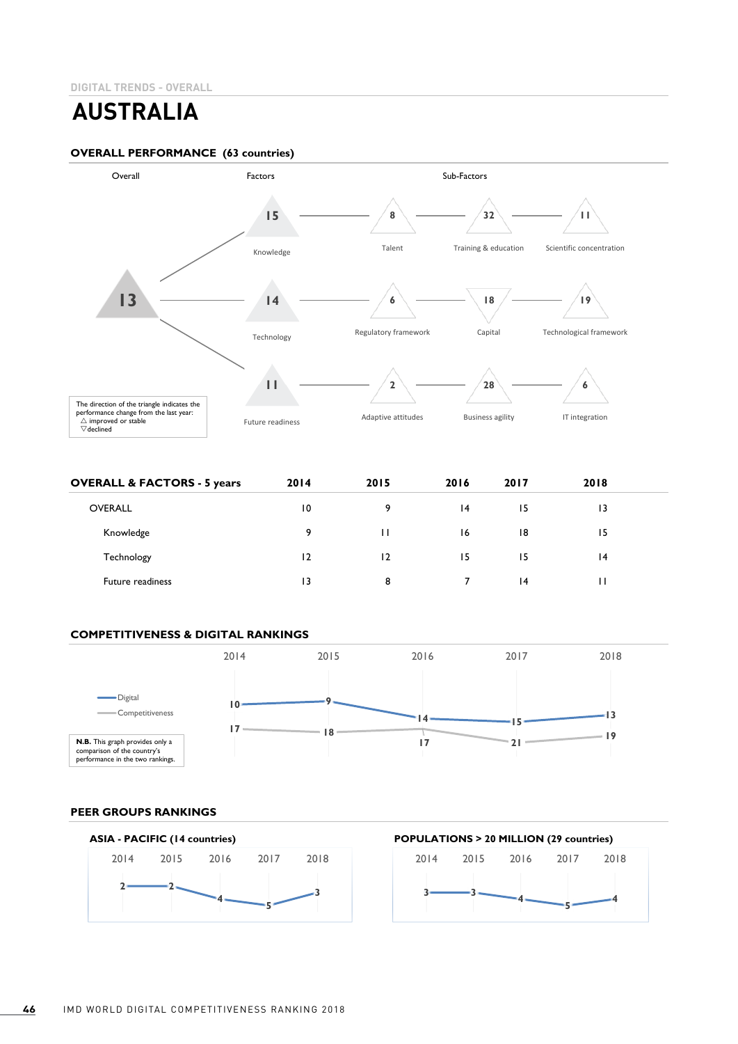DIGITAL TRENDS - OVERALL

# AUSTRALIA

## OVERALL PERFORMANCE (63 countries)

| Overall | Factors | Sub-Factors | | |
|---|---|---|---|---|
| 13 | Knowledge 15 | Talent 8 | Training & education 32 | Scientific concentration 11 |
| | Technology 14 | Regulatory framework 6 | Capital 18 | Technological framework 19 |
| | Future readiness 11 | Adaptive attitudes 2 | Business agility 28 | IT integration 6 |

The direction of the triangle indicates the performance change from the last year:
△ improved or stable
▽ declined

## OVERALL & FACTORS - 5 years

| | 2014 | 2015 | 2016 | 2017 | 2018 |
|---|---|---|---|---|---|
| OVERALL | 10 | 9 | 14 | 15 | 13 |
| Knowledge | 9 | 11 | 16 | 18 | 15 |
| Technology | 12 | 12 | 15 | 15 | 14 |
| Future readiness | 13 | 8 | 7 | 14 | 11 |

## COMPETITIVENESS & DIGITAL RANKINGS

| | 2014 | 2015 | 2016 | 2017 | 2018 |
|---|---|---|---|---|---|
| Digital | 10 | 9 | 14 | 15 | 13 |
| Competitiveness | 17 | 18 | 17 | 21 | 19 |

**N.B.** This graph provides only a comparison of the country's performance in the two rankings.

## PEER GROUPS RANKINGS

### ASIA - PACIFIC (14 countries)

| 2014 | 2015 | 2016 | 2017 | 2018 |
|---|---|---|---|---|
| 2 | 2 | 4 | 5 | 3 |

### POPULATIONS > 20 MILLION (29 countries)

| 2014 | 2015 | 2016 | 2017 | 2018 |
|---|---|---|---|---|
| 3 | 3 | 4 | 5 | 4 |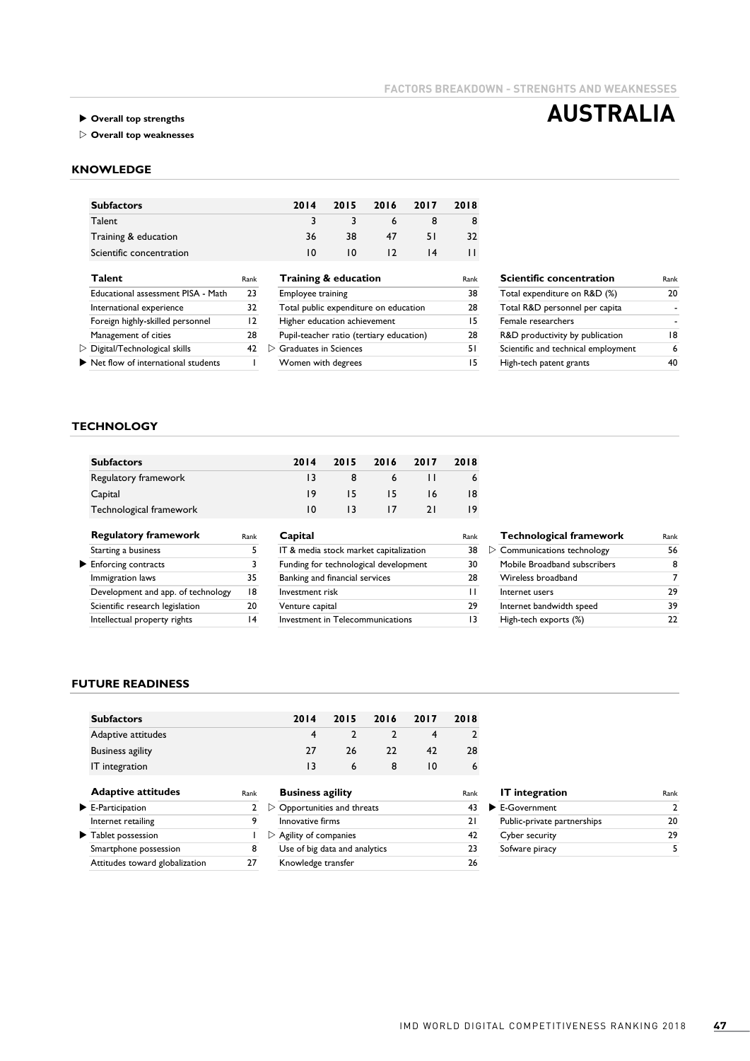# AUSTRALIA

▶ Overall top strengths

▷ Overall top weaknesses

## KNOWLEDGE

| Subfactors | 2014 | 2015 | 2016 | 2017 | 2018 |
|---|---|---|---|---|---|
| Talent | 3 | 3 | 6 | 8 | 8 |
| Training & education | 36 | 38 | 47 | 51 | 32 |
| Scientific concentration | 10 | 10 | 12 | 14 | 11 |

| Talent | Rank |
|---|---|
| Educational assessment PISA - Math | 23 |
| International experience | 32 |
| Foreign highly-skilled personnel | 12 |
| Management of cities | 28 |
| ▷ Digital/Technological skills | 42 |
| ▶ Net flow of international students | 1 |

| Training & education | Rank |
|---|---|
| Employee training | 38 |
| Total public expenditure on education | 28 |
| Higher education achievement | 15 |
| Pupil-teacher ratio (tertiary education) | 28 |
| ▷ Graduates in Sciences | 51 |
| Women with degrees | 15 |

| Scientific concentration | Rank |
|---|---|
| Total expenditure on R&D (%) | 20 |
| Total R&D personnel per capita | - |
| Female researchers | - |
| R&D productivity by publication | 18 |
| Scientific and technical employment | 6 |
| High-tech patent grants | 40 |

## TECHNOLOGY

| Subfactors | 2014 | 2015 | 2016 | 2017 | 2018 |
|---|---|---|---|---|---|
| Regulatory framework | 13 | 8 | 6 | 11 | 6 |
| Capital | 19 | 15 | 15 | 16 | 18 |
| Technological framework | 10 | 13 | 17 | 21 | 19 |

| Regulatory framework | Rank |
|---|---|
| Starting a business | 5 |
| ▶ Enforcing contracts | 3 |
| Immigration laws | 35 |
| Development and app. of technology | 18 |
| Scientific research legislation | 20 |
| Intellectual property rights | 14 |

| Capital | Rank |
|---|---|
| IT & media stock market capitalization | 38 |
| Funding for technological development | 30 |
| Banking and financial services | 28 |
| Investment risk | 11 |
| Venture capital | 29 |
| Investment in Telecommunications | 13 |

| Technological framework | Rank |
|---|---|
| ▷ Communications technology | 56 |
| Mobile Broadband subscribers | 8 |
| Wireless broadband | 7 |
| Internet users | 29 |
| Internet bandwidth speed | 39 |
| High-tech exports (%) | 22 |

## FUTURE READINESS

| Subfactors | 2014 | 2015 | 2016 | 2017 | 2018 |
|---|---|---|---|---|---|
| Adaptive attitudes | 4 | 2 | 2 | 4 | 2 |
| Business agility | 27 | 26 | 22 | 42 | 28 |
| IT integration | 13 | 6 | 8 | 10 | 6 |

| Adaptive attitudes | Rank |
|---|---|
| ▶ E-Participation | 2 |
| Internet retailing | 9 |
| ▶ Tablet possession | 1 |
| Smartphone possession | 8 |
| Attitudes toward globalization | 27 |

| Business agility | Rank |
|---|---|
| ▷ Opportunities and threats | 43 |
| Innovative firms | 21 |
| ▷ Agility of companies | 42 |
| Use of big data and analytics | 23 |
| Knowledge transfer | 26 |

| IT integration | Rank |
|---|---|
| ▶ E-Government | 2 |
| Public-private partnerships | 20 |
| Cyber security | 29 |
| Sofware piracy | 5 |